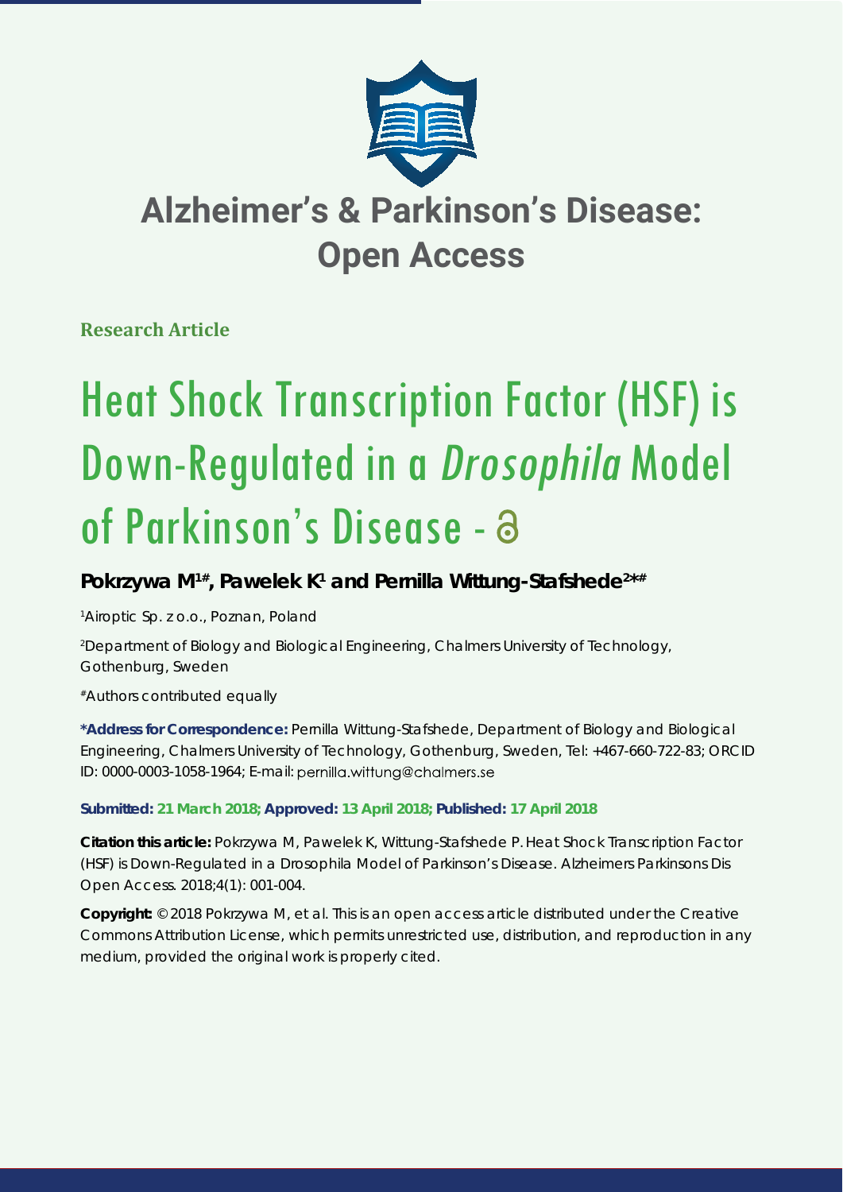# Alzheimer's & Parkinson's Disease: Open Access

**Research Article**

# Heat Shock Transcription Factor (HSF) is Down-Regulated in a *Drosophila* Model of Parkinson's Disease

**Pokrzywa M[1#], Pawelek K[1] and Pernilla Wittung-Stafshede[2*#]**

[1]Airoptic Sp. z o.o., Poznan, Poland

[2]Department of Biology and Biological Engineering, Chalmers University of Technology, Gothenburg, Sweden

[#]Authors contributed equally

**\*Address for Correspondence:** Pernilla Wittung-Stafshede, Department of Biology and Biological Engineering, Chalmers University of Technology, Gothenburg, Sweden, Tel: +467-660-722-83; ORCID ID: 0000-0003-1058-1964; E-mail: pernilla.wittung@chalmers.se

**Submitted: 21 March 2018; Approved: 13 April 2018; Published: 17 April 2018**

**Citation this article:** Pokrzywa M, Pawelek K, Wittung-Stafshede P. Heat Shock Transcription Factor (HSF) is Down-Regulated in a Drosophila Model of Parkinson's Disease. Alzheimers Parkinsons Dis Open Access. 2018;4(1): 001-004.

**Copyright:** © 2018 Pokrzywa M, et al. This is an open access article distributed under the Creative Commons Attribution License, which permits unrestricted use, distribution, and reproduction in any medium, provided the original work is properly cited.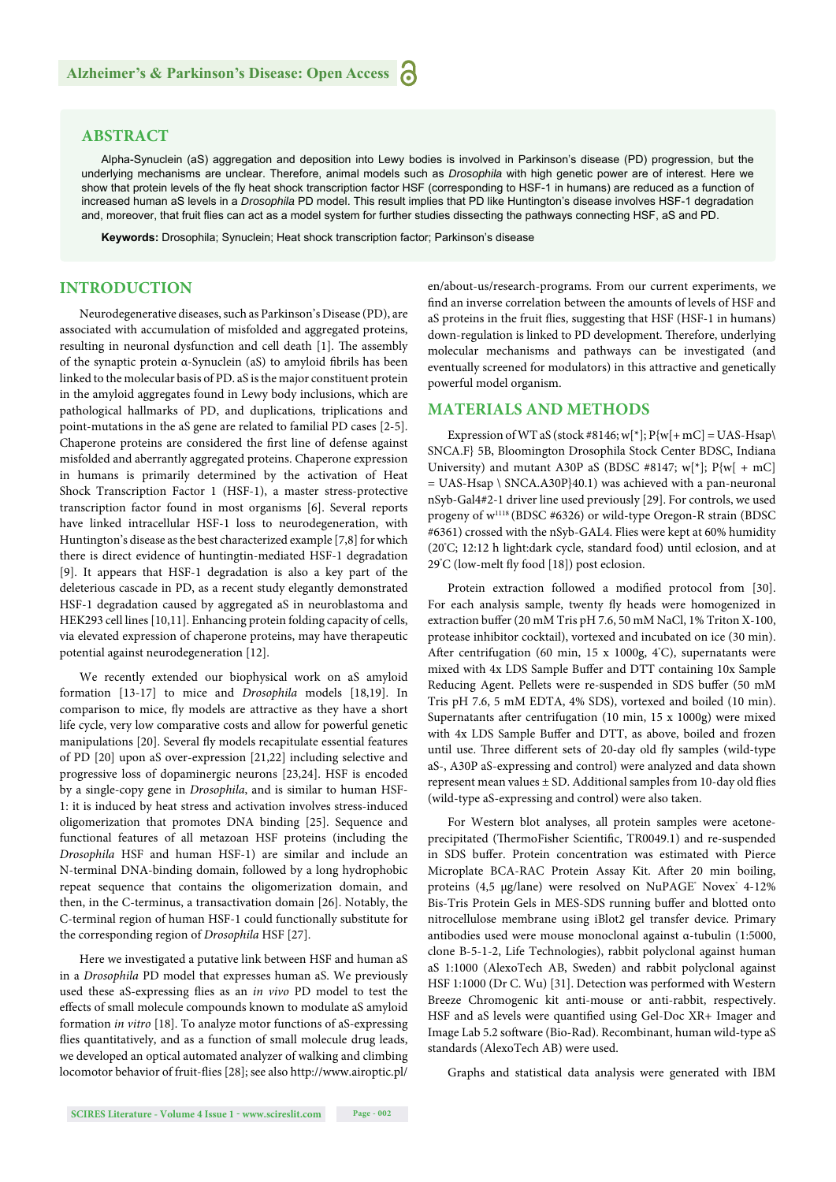## ABSTRACT

Alpha-Synuclein (aS) aggregation and deposition into Lewy bodies is involved in Parkinson's disease (PD) progression, but the underlying mechanisms are unclear. Therefore, animal models such as *Drosophila* with high genetic power are of interest. Here we show that protein levels of the fly heat shock transcription factor HSF (corresponding to HSF-1 in humans) are reduced as a function of increased human aS levels in a *Drosophila* PD model. This result implies that PD like Huntington's disease involves HSF-1 degradation and, moreover, that fruit flies can act as a model system for further studies dissecting the pathways connecting HSF, aS and PD.

**Keywords:** Drosophila; Synuclein; Heat shock transcription factor; Parkinson's disease

## INTRODUCTION

Neurodegenerative diseases, such as Parkinson's Disease (PD), are associated with accumulation of misfolded and aggregated proteins, resulting in neuronal dysfunction and cell death [1]. The assembly of the synaptic protein α-Synuclein (aS) to amyloid fibrils has been linked to the molecular basis of PD. aS is the major constituent protein in the amyloid aggregates found in Lewy body inclusions, which are pathological hallmarks of PD, and duplications, triplications and point-mutations in the aS gene are related to familial PD cases [2-5]. Chaperone proteins are considered the first line of defense against misfolded and aberrantly aggregated proteins. Chaperone expression in humans is primarily determined by the activation of Heat Shock Transcription Factor 1 (HSF-1), a master stress-protective transcription factor found in most organisms [6]. Several reports have linked intracellular HSF-1 loss to neurodegeneration, with Huntington's disease as the best characterized example [7,8] for which there is direct evidence of huntingtin-mediated HSF-1 degradation [9]. It appears that HSF-1 degradation is also a key part of the deleterious cascade in PD, as a recent study elegantly demonstrated HSF-1 degradation caused by aggregated aS in neuroblastoma and HEK293 cell lines [10,11]. Enhancing protein folding capacity of cells, via elevated expression of chaperone proteins, may have therapeutic potential against neurodegeneration [12].

We recently extended our biophysical work on aS amyloid formation [13-17] to mice and *Drosophila* models [18,19]. In comparison to mice, fly models are attractive as they have a short life cycle, very low comparative costs and allow for powerful genetic manipulations [20]. Several fly models recapitulate essential features of PD [20] upon aS over-expression [21,22] including selective and progressive loss of dopaminergic neurons [23,24]. HSF is encoded by a single-copy gene in *Drosophila*, and is similar to human HSF-1: it is induced by heat stress and activation involves stress-induced oligomerization that promotes DNA binding [25]. Sequence and functional features of all metazoan HSF proteins (including the *Drosophila* HSF and human HSF-1) are similar and include an N-terminal DNA-binding domain, followed by a long hydrophobic repeat sequence that contains the oligomerization domain, and then, in the C-terminus, a transactivation domain [26]. Notably, the C-terminal region of human HSF-1 could functionally substitute for the corresponding region of *Drosophila* HSF [27].

Here we investigated a putative link between HSF and human aS in a *Drosophila* PD model that expresses human aS. We previously used these aS-expressing flies as an *in vivo* PD model to test the effects of small molecule compounds known to modulate aS amyloid formation *in vitro* [18]. To analyze motor functions of aS-expressing flies quantitatively, and as a function of small molecule drug leads, we developed an optical automated analyzer of walking and climbing locomotor behavior of fruit-flies [28]; see also http://www.airoptic.pl/en/about-us/research-programs. From our current experiments, we find an inverse correlation between the amounts of levels of HSF and aS proteins in the fruit flies, suggesting that HSF (HSF-1 in humans) down-regulation is linked to PD development. Therefore, underlying molecular mechanisms and pathways can be investigated (and eventually screened for modulators) in this attractive and genetically powerful model organism.

## MATERIALS AND METHODS

Expression of WT aS (stock #8146; w[*]; P{w[+mC] = UAS-Hsap\SNCA.F} 5B, Bloomington Drosophila Stock Center BDSC, Indiana University) and mutant A30P aS (BDSC #8147; w[*]; P{w[ + mC] = UAS-Hsap \ SNCA.A30P}40.1) was achieved with a pan-neuronal nSyb-Gal4#2-1 driver line used previously [29]. For controls, we used progeny of $w^{1118}$ (BDSC #6326) or wild-type Oregon-R strain (BDSC #6361) crossed with the nSyb-GAL4. Flies were kept at 60% humidity (20°C; 12:12 h light:dark cycle, standard food) until eclosion, and at 29°C (low-melt fly food [18]) post eclosion.

Protein extraction followed a modified protocol from [30]. For each analysis sample, twenty fly heads were homogenized in extraction buffer (20 mM Tris pH 7.6, 50 mM NaCl, 1% Triton X-100, protease inhibitor cocktail), vortexed and incubated on ice (30 min). After centrifugation (60 min, 15 x 1000g, 4°C), supernatants were mixed with 4x LDS Sample Buffer and DTT containing 10x Sample Reducing Agent. Pellets were re-suspended in SDS buffer (50 mM Tris pH 7.6, 5 mM EDTA, 4% SDS), vortexed and boiled (10 min). Supernatants after centrifugation (10 min, 15 x 1000g) were mixed with 4x LDS Sample Buffer and DTT, as above, boiled and frozen until use. Three different sets of 20-day old fly samples (wild-type aS-, A30P aS-expressing and control) were analyzed and data shown represent mean values ± SD. Additional samples from 10-day old flies (wild-type aS-expressing and control) were also taken.

For Western blot analyses, all protein samples were acetone-precipitated (ThermoFisher Scientific, TR0049.1) and re-suspended in SDS buffer. Protein concentration was estimated with Pierce Microplate BCA-RAC Protein Assay Kit. After 20 min boiling, proteins (4,5 μg/lane) were resolved on NuPAGE® Novex® 4-12% Bis-Tris Protein Gels in MES-SDS running buffer and blotted onto nitrocellulose membrane using iBlot2 gel transfer device. Primary antibodies used were mouse monoclonal against α-tubulin (1:5000, clone B-5-1-2, Life Technologies), rabbit polyclonal against human aS 1:1000 (AlexoTech AB, Sweden) and rabbit polyclonal against HSF 1:1000 (Dr C. Wu) [31]. Detection was performed with Western Breeze Chromogenic kit anti-mouse or anti-rabbit, respectively. HSF and aS levels were quantified using Gel-Doc XR+ Imager and Image Lab 5.2 software (Bio-Rad). Recombinant, human wild-type aS standards (AlexoTech AB) were used.

Graphs and statistical data analysis were generated with IBM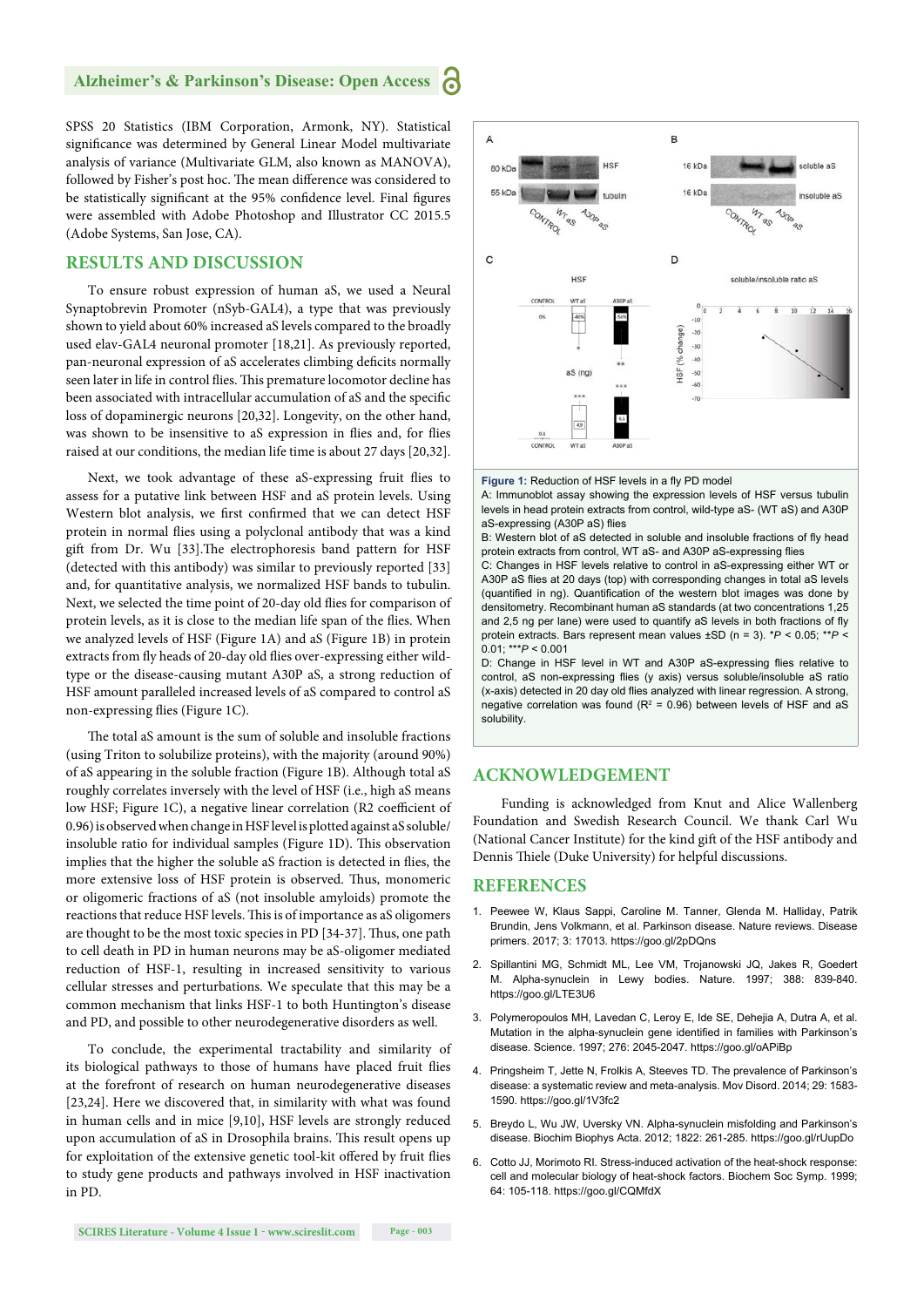SPSS 20 Statistics (IBM Corporation, Armonk, NY). Statistical significance was determined by General Linear Model multivariate analysis of variance (Multivariate GLM, also known as MANOVA), followed by Fisher's post hoc. The mean difference was considered to be statistically significant at the 95% confidence level. Final figures were assembled with Adobe Photoshop and Illustrator CC 2015.5 (Adobe Systems, San Jose, CA).

## RESULTS AND DISCUSSION

To ensure robust expression of human aS, we used a Neural Synaptobrevin Promoter (nSyb-GAL4), a type that was previously shown to yield about 60% increased aS levels compared to the broadly used elav-GAL4 neuronal promoter [18,21]. As previously reported, pan-neuronal expression of aS accelerates climbing deficits normally seen later in life in control flies. This premature locomotor decline has been associated with intracellular accumulation of aS and the specific loss of dopaminergic neurons [20,32]. Longevity, on the other hand, was shown to be insensitive to aS expression in flies and, for flies raised at our conditions, the median life time is about 27 days [20,32].

Next, we took advantage of these aS-expressing fruit flies to assess for a putative link between HSF and aS protein levels. Using Western blot analysis, we first confirmed that we can detect HSF protein in normal flies using a polyclonal antibody that was a kind gift from Dr. Wu [33].The electrophoresis band pattern for HSF (detected with this antibody) was similar to previously reported [33] and, for quantitative analysis, we normalized HSF bands to tubulin. Next, we selected the time point of 20-day old flies for comparison of protein levels, as it is close to the median life span of the flies. When we analyzed levels of HSF (Figure 1A) and aS (Figure 1B) in protein extracts from fly heads of 20-day old flies over-expressing either wild-type or the disease-causing mutant A30P aS, a strong reduction of HSF amount paralleled increased levels of aS compared to control aS non-expressing flies (Figure 1C).

The total aS amount is the sum of soluble and insoluble fractions (using Triton to solubilize proteins), with the majority (around 90%) of aS appearing in the soluble fraction (Figure 1B). Although total aS roughly correlates inversely with the level of HSF (i.e., high aS means low HSF; Figure 1C), a negative linear correlation (R2 coefficient of 0.96) is observed when change in HSF level is plotted against aS soluble/insoluble ratio for individual samples (Figure 1D). This observation implies that the higher the soluble aS fraction is detected in flies, the more extensive loss of HSF protein is observed. Thus, monomeric or oligomeric fractions of aS (not insoluble amyloids) promote the reactions that reduce HSF levels. This is of importance as aS oligomers are thought to be the most toxic species in PD [34-37]. Thus, one path to cell death in PD in human neurons may be aS-oligomer mediated reduction of HSF-1, resulting in increased sensitivity to various cellular stresses and perturbations. We speculate that this may be a common mechanism that links HSF-1 to both Huntington's disease and PD, and possible to other neurodegenerative disorders as well.

To conclude, the experimental tractability and similarity of its biological pathways to those of humans have placed fruit flies at the forefront of research on human neurodegenerative diseases [23,24]. Here we discovered that, in similarity with what was found in human cells and in mice [9,10], HSF levels are strongly reduced upon accumulation of aS in Drosophila brains. This result opens up for exploitation of the extensive genetic tool-kit offered by fruit flies to study gene products and pathways involved in HSF inactivation in PD.

**Figure 1:** Reduction of HSF levels in a fly PD model

A: Immunoblot assay showing the expression levels of HSF versus tubulin levels in head protein extracts from control, wild-type aS- (WT aS) and A30P aS-expressing (A30P aS) flies

B: Western blot of aS detected in soluble and insoluble fractions of fly head protein extracts from control, WT aS- and A30P aS-expressing flies

C: Changes in HSF levels relative to control in aS-expressing either WT or A30P aS flies at 20 days (top) with corresponding changes in total aS levels (quantified in ng). Quantification of the western blot images was done by densitometry. Recombinant human aS standards (at two concentrations 1,25 and 2,5 ng per lane) were used to quantify aS levels in both fractions of fly protein extracts. Bars represent mean values ±SD (n = 3). \*$P$ < 0.05; \*\*$P$ < 0.01; \*\*\*$P$ < 0.001

D: Change in HSF level in WT and A30P aS-expressing flies relative to control, aS non-expressing flies (y axis) versus soluble/insoluble aS ratio (x-axis) detected in 20 day old flies analyzed with linear regression. A strong, negative correlation was found ($R^2$ = 0.96) between levels of HSF and aS solubility.

## ACKNOWLEDGEMENT

Funding is acknowledged from Knut and Alice Wallenberg Foundation and Swedish Research Council. We thank Carl Wu (National Cancer Institute) for the kind gift of the HSF antibody and Dennis Thiele (Duke University) for helpful discussions.

## REFERENCES

1. Peewee W, Klaus Sappi, Caroline M. Tanner, Glenda M. Halliday, Patrik Brundin, Jens Volkmann, et al. Parkinson disease. Nature reviews. Disease primers. 2017; 3: 17013. https://goo.gl/2pDQns
2. Spillantini MG, Schmidt ML, Lee VM, Trojanowski JQ, Jakes R, Goedert M. Alpha-synuclein in Lewy bodies. Nature. 1997; 388: 839-840. https://goo.gl/LTE3U6
3. Polymeropoulos MH, Lavedan C, Leroy E, Ide SE, Dehejia A, Dutra A, et al. Mutation in the alpha-synuclein gene identified in families with Parkinson's disease. Science. 1997; 276: 2045-2047. https://goo.gl/oAPiBp
4. Pringsheim T, Jette N, Frolkis A, Steeves TD. The prevalence of Parkinson's disease: a systematic review and meta-analysis. Mov Disord. 2014; 29: 1583-1590. https://goo.gl/1V3fc2
5. Breydo L, Wu JW, Uversky VN. Alpha-synuclein misfolding and Parkinson's disease. Biochim Biophys Acta. 2012; 1822: 261-285. https://goo.gl/rUupDo
6. Cotto JJ, Morimoto RI. Stress-induced activation of the heat-shock response: cell and molecular biology of heat-shock factors. Biochem Soc Symp. 1999; 64: 105-118. https://goo.gl/CQMfdX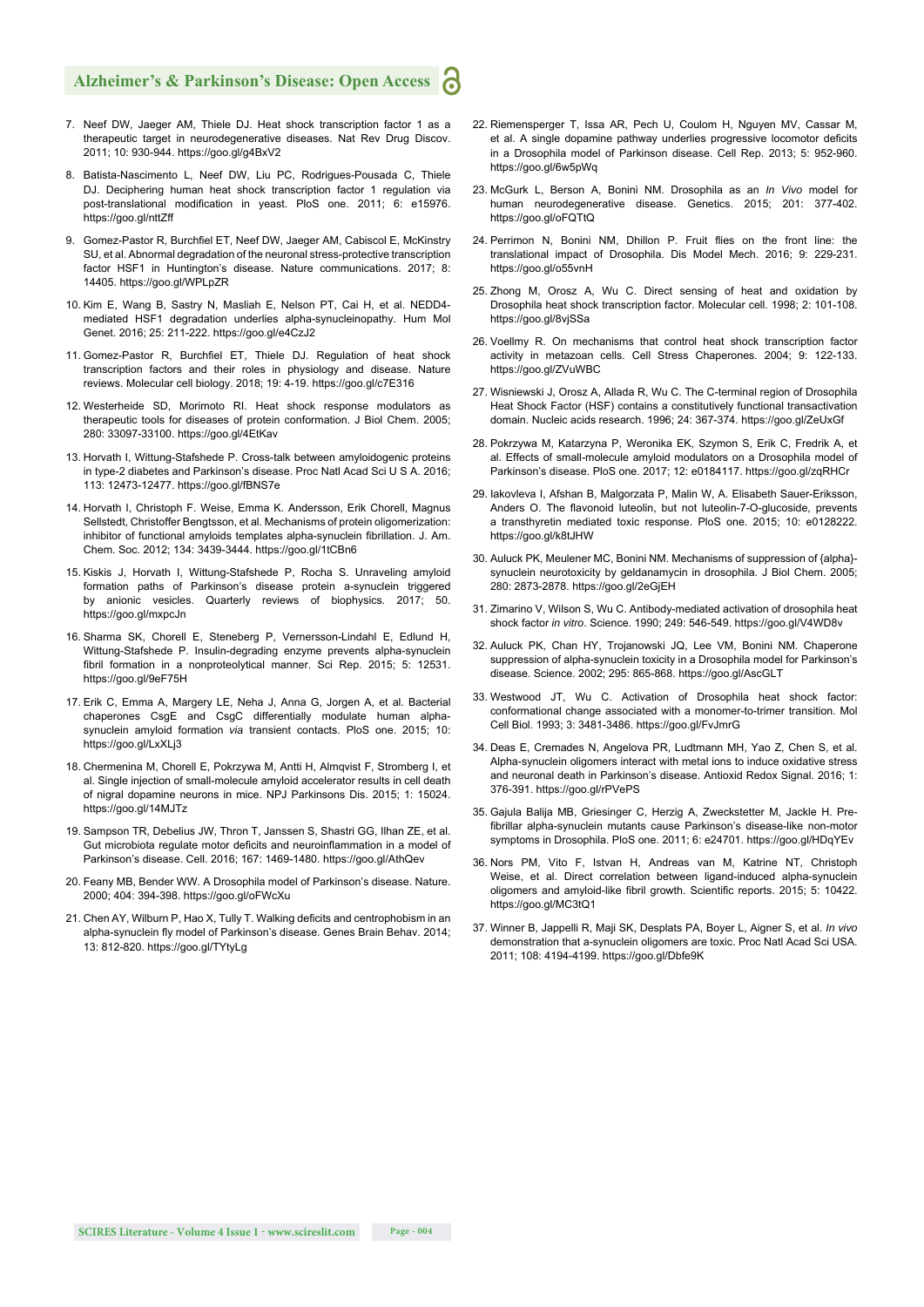7. Neef DW, Jaeger AM, Thiele DJ. Heat shock transcription factor 1 as a therapeutic target in neurodegenerative diseases. Nat Rev Drug Discov. 2011; 10: 930-944. https://goo.gl/g4BxV2

8. Batista-Nascimento L, Neef DW, Liu PC, Rodrigues-Pousada C, Thiele DJ. Deciphering human heat shock transcription factor 1 regulation via post-translational modification in yeast. PloS one. 2011; 6: e15976. https://goo.gl/nttZff

9. Gomez-Pastor R, Burchfiel ET, Neef DW, Jaeger AM, Cabiscol E, McKinstry SU, et al. Abnormal degradation of the neuronal stress-protective transcription factor HSF1 in Huntington's disease. Nature communications. 2017; 8: 14405. https://goo.gl/WPLpZR

10. Kim E, Wang B, Sastry N, Masliah E, Nelson PT, Cai H, et al. NEDD4-mediated HSF1 degradation underlies alpha-synucleinopathy. Hum Mol Genet. 2016; 25: 211-222. https://goo.gl/e4CzJ2

11. Gomez-Pastor R, Burchfiel ET, Thiele DJ. Regulation of heat shock transcription factors and their roles in physiology and disease. Nature reviews. Molecular cell biology. 2018; 19: 4-19. https://goo.gl/c7E316

12. Westerheide SD, Morimoto RI. Heat shock response modulators as therapeutic tools for diseases of protein conformation. J Biol Chem. 2005; 280: 33097-33100. https://goo.gl/4EtKav

13. Horvath I, Wittung-Stafshede P. Cross-talk between amyloidogenic proteins in type-2 diabetes and Parkinson's disease. Proc Natl Acad Sci U S A. 2016; 113: 12473-12477. https://goo.gl/fBNS7e

14. Horvath I, Christoph F. Weise, Emma K. Andersson, Erik Chorell, Magnus Sellstedt, Christoffer Bengtsson, et al. Mechanisms of protein oligomerization: inhibitor of functional amyloids templates alpha-synuclein fibrillation. J. Am. Chem. Soc. 2012; 134: 3439-3444. https://goo.gl/1tCBn6

15. Kiskis J, Horvath I, Wittung-Stafshede P, Rocha S. Unraveling amyloid formation paths of Parkinson's disease protein a-synuclein triggered by anionic vesicles. Quarterly reviews of biophysics. 2017; 50. https://goo.gl/mxpcJn

16. Sharma SK, Chorell E, Steneberg P, Vernersson-Lindahl E, Edlund H, Wittung-Stafshede P. Insulin-degrading enzyme prevents alpha-synuclein fibril formation in a nonproteolytical manner. Sci Rep. 2015; 5: 12531. https://goo.gl/9eF75H

17. Erik C, Emma A, Margery LE, Neha J, Anna G, Jorgen A, et al. Bacterial chaperones CsgE and CsgC differentially modulate human alpha-synuclein amyloid formation *via* transient contacts. PloS one. 2015; 10: https://goo.gl/LxXLj3

18. Chermenina M, Chorell E, Pokrzywa M, Antti H, Almqvist F, Stromberg I, et al. Single injection of small-molecule amyloid accelerator results in cell death of nigral dopamine neurons in mice. NPJ Parkinsons Dis. 2015; 1: 15024. https://goo.gl/14MJTz

19. Sampson TR, Debelius JW, Thron T, Janssen S, Shastri GG, Ilhan ZE, et al. Gut microbiota regulate motor deficits and neuroinflammation in a model of Parkinson's disease. Cell. 2016; 167: 1469-1480. https://goo.gl/AthQev

20. Feany MB, Bender WW. A Drosophila model of Parkinson's disease. Nature. 2000; 404: 394-398. https://goo.gl/oFWcXu

21. Chen AY, Wilburn P, Hao X, Tully T. Walking deficits and centrophobism in an alpha-synuclein fly model of Parkinson's disease. Genes Brain Behav. 2014; 13: 812-820. https://goo.gl/TYtyLg

22. Riemensperger T, Issa AR, Pech U, Coulom H, Nguyen MV, Cassar M, et al. A single dopamine pathway underlies progressive locomotor deficits in a Drosophila model of Parkinson disease. Cell Rep. 2013; 5: 952-960. https://goo.gl/6w5pWq

23. McGurk L, Berson A, Bonini NM. Drosophila as an *In Vivo* model for human neurodegenerative disease. Genetics. 2015; 201: 377-402. https://goo.gl/oFQTtQ

24. Perrimon N, Bonini NM, Dhillon P. Fruit flies on the front line: the translational impact of Drosophila. Dis Model Mech. 2016; 9: 229-231. https://goo.gl/o55vnH

25. Zhong M, Orosz A, Wu C. Direct sensing of heat and oxidation by Drosophila heat shock transcription factor. Molecular cell. 1998; 2: 101-108. https://goo.gl/8vjSSa

26. Voellmy R. On mechanisms that control heat shock transcription factor activity in metazoan cells. Cell Stress Chaperones. 2004; 9: 122-133. https://goo.gl/ZVuWBC

27. Wisniewski J, Orosz A, Allada R, Wu C. The C-terminal region of Drosophila Heat Shock Factor (HSF) contains a constitutively functional transactivation domain. Nucleic acids research. 1996; 24: 367-374. https://goo.gl/ZeUxGf

28. Pokrzywa M, Katarzyna P, Weronika EK, Szymon S, Erik C, Fredrik A, et al. Effects of small-molecule amyloid modulators on a Drosophila model of Parkinson's disease. PloS one. 2017; 12: e0184117. https://goo.gl/zqRHCr

29. Iakovleva I, Afshan B, Malgorzata P, Malin W, A. Elisabeth Sauer-Eriksson, Anders O. The flavonoid luteolin, but not luteolin-7-O-glucoside, prevents a transthyretin mediated toxic response. PloS one. 2015; 10: e0128222. https://goo.gl/k8tJHW

30. Auluck PK, Meulener MC, Bonini NM. Mechanisms of suppression of {alpha}-synuclein neurotoxicity by geldanamycin in drosophila. J Biol Chem. 2005; 280: 2873-2878. https://goo.gl/2eGjEH

31. Zimarino V, Wilson S, Wu C. Antibody-mediated activation of drosophila heat shock factor *in vitro*. Science. 1990; 249: 546-549. https://goo.gl/V4WD8v

32. Auluck PK, Chan HY, Trojanowski JQ, Lee VM, Bonini NM. Chaperone suppression of alpha-synuclein toxicity in a Drosophila model for Parkinson's disease. Science. 2002; 295: 865-868. https://goo.gl/AscGLT

33. Westwood JT, Wu C. Activation of Drosophila heat shock factor: conformational change associated with a monomer-to-trimer transition. Mol Cell Biol. 1993; 3: 3481-3486. https://goo.gl/FvJmrG

34. Deas E, Cremades N, Angelova PR, Ludtmann MH, Yao Z, Chen S, et al. Alpha-synuclein oligomers interact with metal ions to induce oxidative stress and neuronal death in Parkinson's disease. Antioxid Redox Signal. 2016; 1: 376-391. https://goo.gl/rPVePS

35. Gajula Balija MB, Griesinger C, Herzig A, Zweckstetter M, Jackle H. Pre-fibrillar alpha-synuclein mutants cause Parkinson's disease-like non-motor symptoms in Drosophila. PloS one. 2011; 6: e24701. https://goo.gl/HDqYEv

36. Nors PM, Vito F, Istvan H, Andreas van M, Katrine NT, Christoph Weise, et al. Direct correlation between ligand-induced alpha-synuclein oligomers and amyloid-like fibril growth. Scientific reports. 2015; 5: 10422. https://goo.gl/MC3tQ1

37. Winner B, Jappelli R, Maji SK, Desplats PA, Boyer L, Aigner S, et al. *In vivo* demonstration that a-synuclein oligomers are toxic. Proc Natl Acad Sci USA. 2011; 108: 4194-4199. https://goo.gl/Dbfe9K